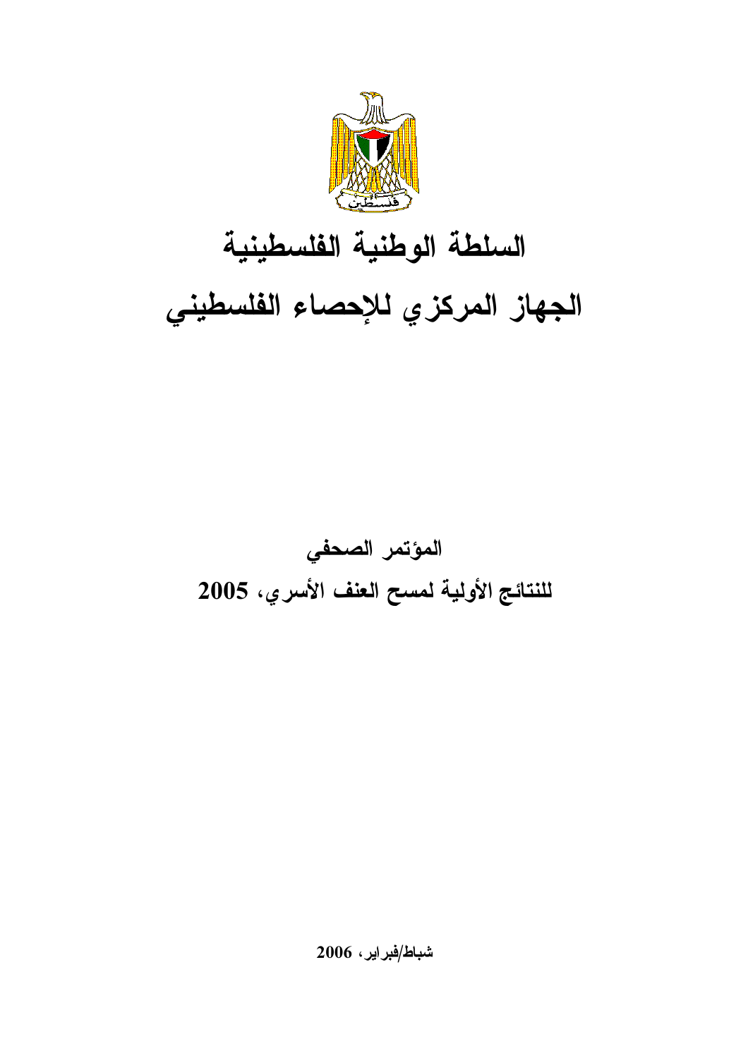# السلطة الوطنية الفلسطينية

# الجهاز المركزي للإحصاء الفلسطيني

## المؤتمر الصحفي

## للنتائج الأولية لمسح العنف الأسري، 2005

**شباط/فبراير، 2006**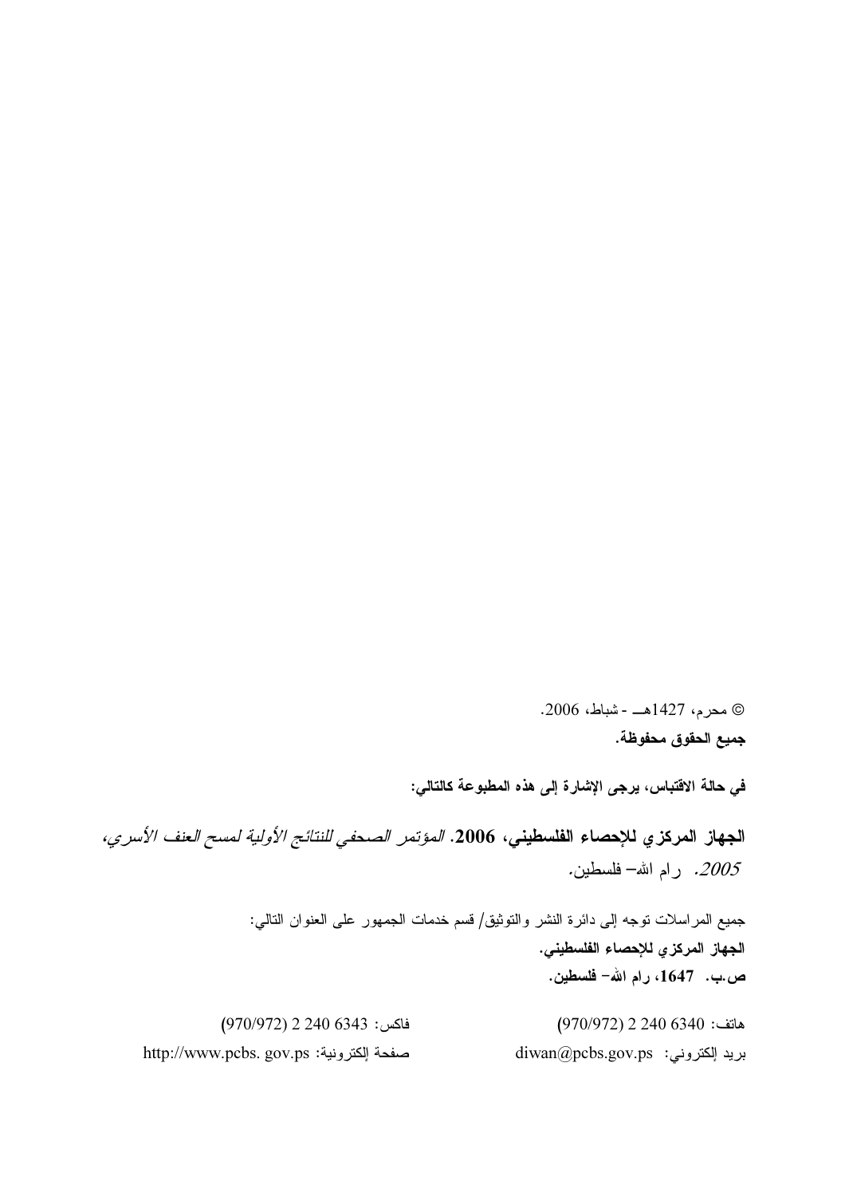© محرم، 1427هـ - شباط، 2006.

**جميع الحقوق محفوظة.**

**في حالة الاقتباس، يرجى الإشارة إلى هذه المطبوعة كالتالي:**

**الجهاز المركزي للإحصاء الفلسطيني، 2006.** *المؤتمر الصحفي للنتائج الأولية لمسح العنف الأسري، 2005.* رام الله– فلسطين.

جميع المراسلات توجه إلى دائرة النشر والتوثيق/ قسم خدمات الجمهور على العنوان التالي:

**الجهاز المركزي للإحصاء الفلسطيني.**

**ص.ب. 1647، رام الله– فلسطين.**

هاتف: 6340 240 2 (970/972)

فاكس: 6343 240 2 (970/972)

بريد إلكتروني: diwan@pcbs.gov.ps

صفحة إلكترونية: http://www.pcbs. gov.ps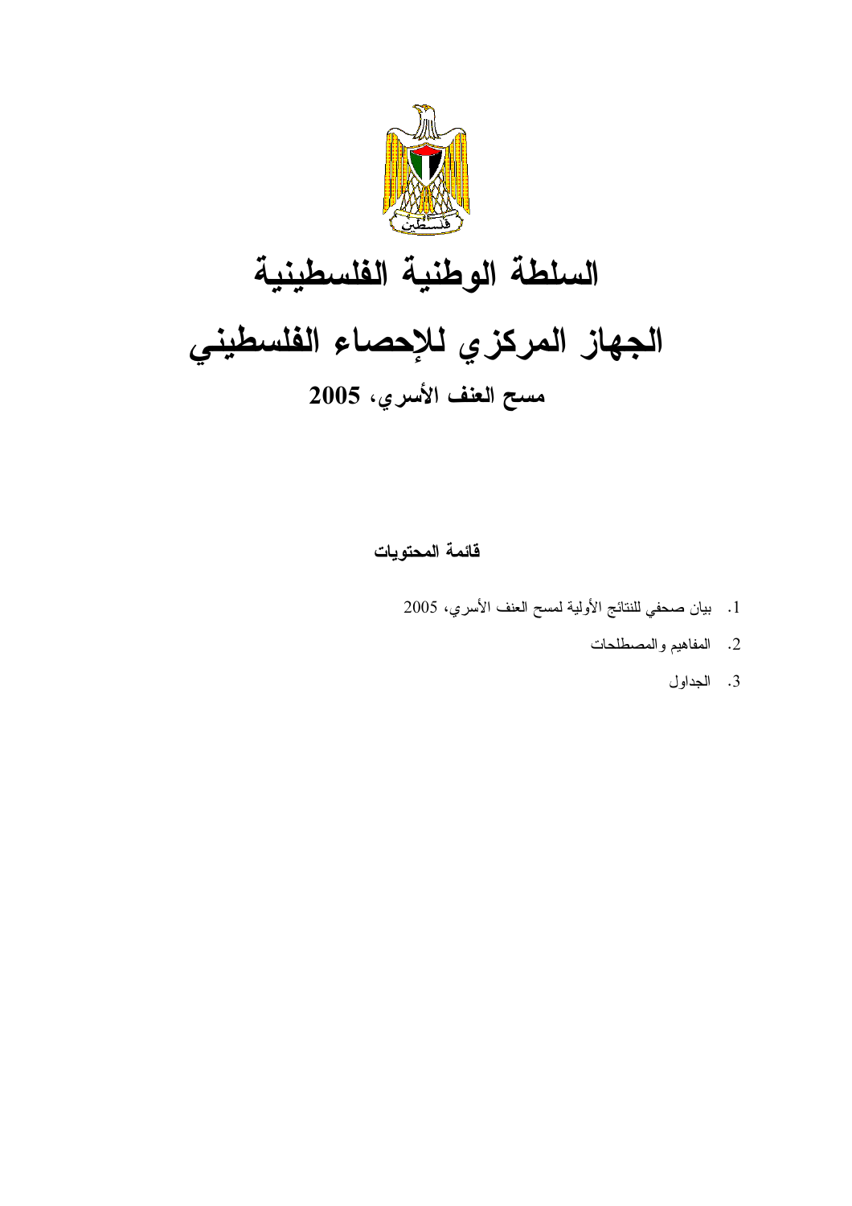# السلطة الوطنية الفلسطينية

# الجهاز المركزي للإحصاء الفلسطيني

## مسح العنف الأسري، 2005

### قائمة المحتويات

1. بيان صحفي للنتائج الأولية لمسح العنف الأسري، 2005
2. المفاهيم والمصطلحات
3. الجداول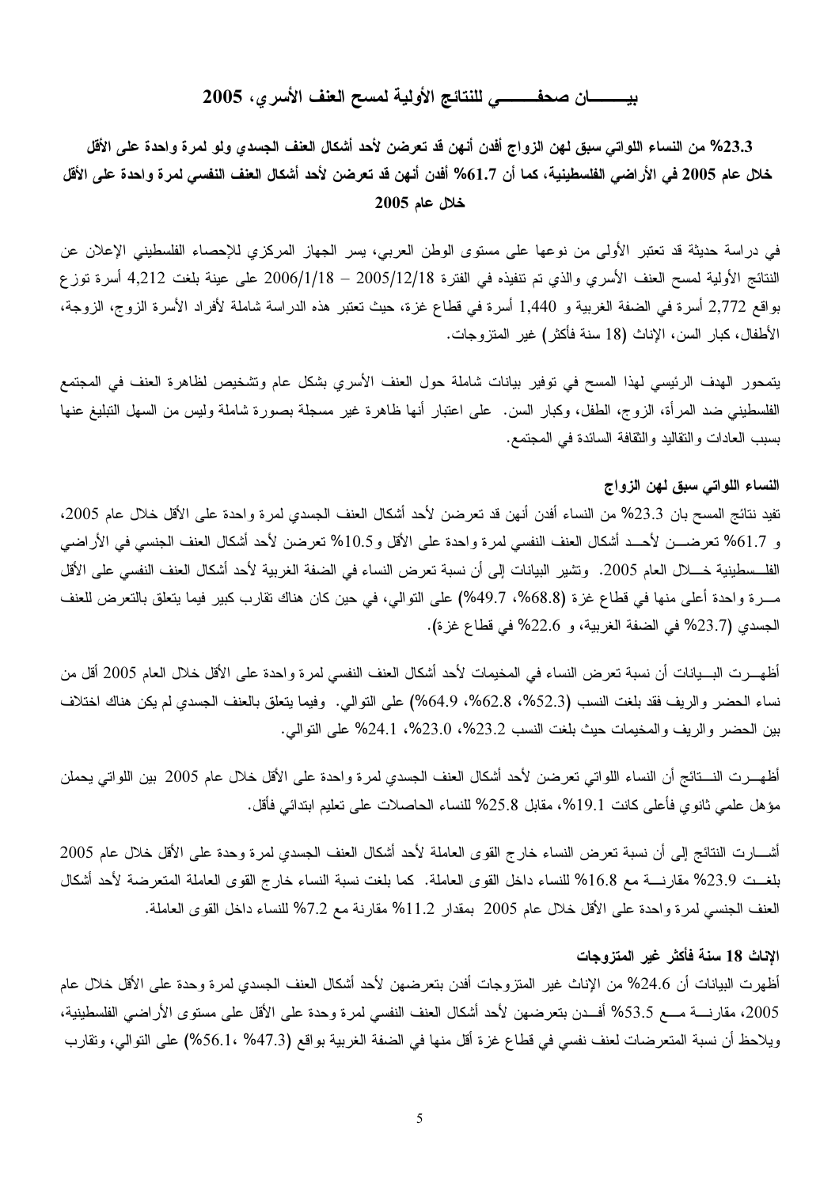# بيــــــان صحفــــــي للنتائج الأولية لمسح العنف الأسري، 2005

**23.3% من النساء اللواتي سبق لهن الزواج أفدن أنهن قد تعرضن لأحد أشكال العنف الجسدي ولو لمرة واحدة على الأقل خلال عام 2005 في الأراضي الفلسطينية، كما أن 61.7% أفدن أنهن قد تعرضن لأحد أشكال العنف النفسي لمرة واحدة على الأقل خلال عام 2005**

في دراسة حديثة قد تعتبر الأولى من نوعها على مستوى الوطن العربي، يسر الجهاز المركزي للإحصاء الفلسطيني الإعلان عن النتائج الأولية لمسح العنف الأسري والذي تم تنفيذه في الفترة 2005/12/18 – 2006/1/18 على عينة بلغت 4,212 أسرة توزع بواقع 2,772 أسرة في الضفة الغربية و 1,440 أسرة في قطاع غزة، حيث تعتبر هذه الدراسة شاملة لأفراد الأسرة الزوج، الزوجة، الأطفال، كبار السن، الإناث (18 سنة فأكثر) غير المتزوجات.

يتمحور الهدف الرئيسي لهذا المسح في توفير بيانات شاملة حول العنف الأسري بشكل عام وتشخيص لظاهرة العنف في المجتمع الفلسطيني ضد المرأة، الزوج، الطفل، وكبار السن. على اعتبار أنها ظاهرة غير مسجلة بصورة شاملة وليس من السهل التبليغ عنها بسبب العادات والتقاليد والثقافة السائدة في المجتمع.

**النساء اللواتي سبق لهن الزواج**

تفيد نتائج المسح بان 23.3% من النساء أفدن أنهن قد تعرضن لأحد أشكال العنف الجسدي لمرة واحدة على الأقل خلال عام 2005، و 61.7% تعرضـــن لأحـــد أشكال العنف النفسي لمرة واحدة على الأقل و10.5% تعرضن لأحد أشكال العنف الجنسي في الأراضي الفلـــسطينية خـــلال العام 2005. وتشير البيانات إلى أن نسبة تعرض النساء في الضفة الغربية لأحد أشكال العنف النفسي على الأقل مـــرة واحدة أعلى منها في قطاع غزة (68.8%، 49.7%) على التوالي، في حين كان هناك تقارب كبير فيما يتعلق بالتعرض للعنف الجسدي (23.7% في الضفة الغربية، و 22.6% في قطاع غزة).

أظهـــرت البـــيانات أن نسبة تعرض النساء في المخيمات لأحد أشكال العنف النفسي لمرة واحدة على الأقل خلال العام 2005 أقل من نساء الحضر والريف فقد بلغت النسب (52.3%، 62.8%، 64.9%) على التوالي. وفيما يتعلق بالعنف الجسدي لم يكن هناك اختلاف بين الحضر والريف والمخيمات حيث بلغت النسب 23.2%، 23.0%، 24.1% على التوالي.

أظهـــرت النـــتائج أن النساء اللواتي تعرضن لأحد أشكال العنف الجسدي لمرة واحدة على الأقل خلال عام 2005 بين اللواتي يحملن مؤهل علمي ثانوي فأعلى كانت 19.1%، مقابل 25.8% للنساء الحاصلات على تعليم ابتدائي فأقل.

أشـــارت النتائج إلى أن نسبة تعرض النساء خارج القوى العاملة لأحد أشكال العنف الجسدي لمرة وحدة على الأقل خلال عام 2005 بلغـــت 23.9% مقارنـــة مع 16.8% للنساء داخل القوى العاملة. كما بلغت نسبة النساء خارج القوى العاملة المتعرضة لأحد أشكال العنف الجنسي لمرة واحدة على الأقل خلال عام 2005 بمقدار 11.2% مقارنة مع 7.2% للنساء داخل القوى العاملة.

**الإناث 18 سنة فأكثر غير المتزوجات**

أظهرت البيانات أن 24.6% من الإناث غير المتزوجات أفدن بتعرضهن لأحد أشكال العنف الجسدي لمرة وحدة على الأقل خلال عام 2005، مقارنـــة مـــع 53.5% أفـــدن بتعرضهن لأحد أشكال العنف النفسي لمرة وحدة على الأقل على مستوى الأراضي الفلسطينية، ويلاحظ أن نسبة المتعرضات لعنف نفسي في قطاع غزة أقل منها في الضفة الغربية بواقع (47.3% ،56.1%) على التوالي، وتقارب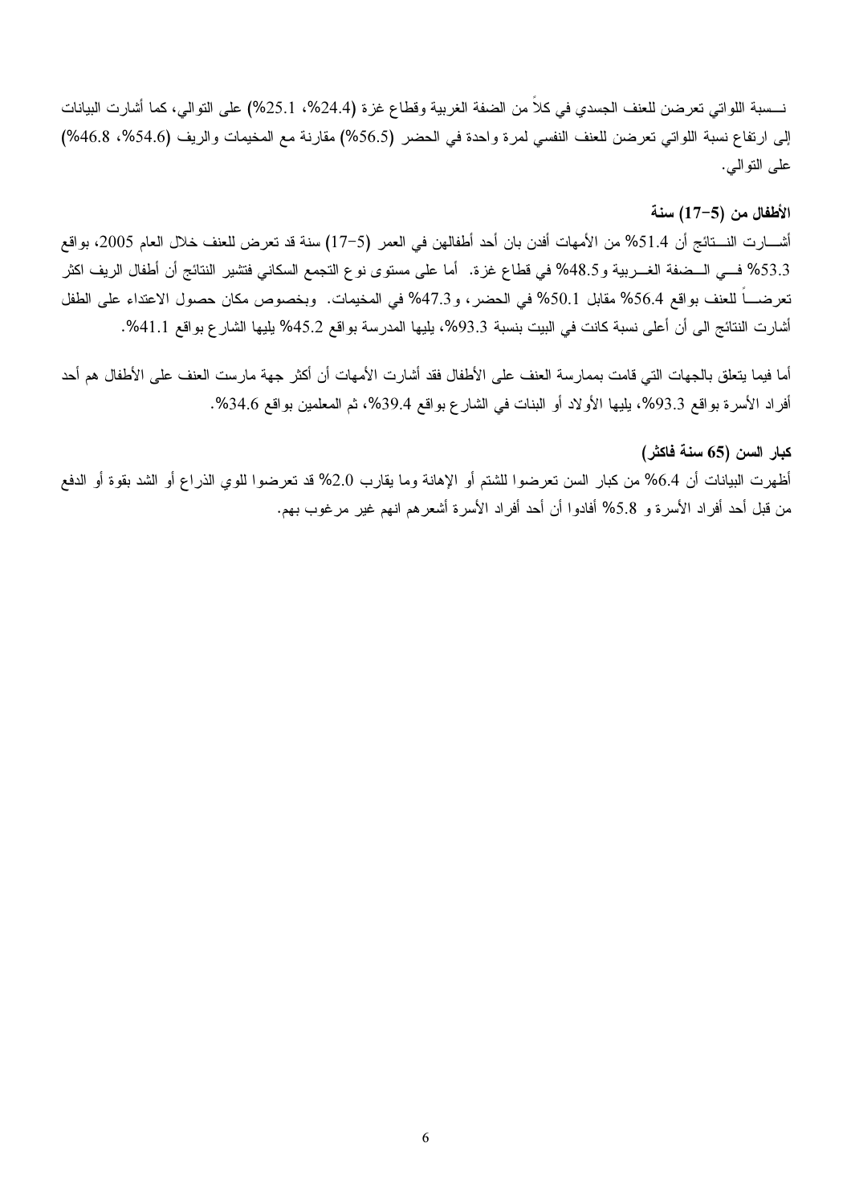نـسبة اللواتي تعرضن للعنف الجسدي في كلاً من الضفة الغربية وقطاع غزة (24.4%، 25.1%) على التوالي، كما أشارت البيانات إلى ارتفاع نسبة اللواتي تعرضن للعنف النفسي لمرة واحدة في الحضر (56.5%) مقارنة مع المخيمات والريف (54.6%، 46.8%) على التوالي.

**الأطفال من (5-17) سنة**

أشـــارت النـــتائج أن 51.4% من الأمهات أفدن بان أحد أطفالهن في العمر (5-17) سنة قد تعرض للعنف خلال العام 2005، بواقع 53.3% فـــي الـــضفة الغـــربية و48.5% في قطاع غزة. أما على مستوى نوع التجمع السكاني فتشير النتائج أن أطفال الريف اكثر تعرضـــاً للعنف بواقع 56.4% مقابل 50.1% في الحضر، و47.3% في المخيمات. وبخصوص مكان حصول الاعتداء على الطفل أشارت النتائج الى أن أعلى نسبة كانت في البيت بنسبة 93.3%، يليها المدرسة بواقع 45.2% يليها الشارع بواقع 41.1%.

أما فيما يتعلق بالجهات التي قامت بممارسة العنف على الأطفال فقد أشارت الأمهات أن أكثر جهة مارست العنف على الأطفال هم أحد أفراد الأسرة بواقع 93.3%، يليها الأولاد أو البنات في الشارع بواقع 39.4%، ثم المعلمين بواقع 34.6%.

**كبار السن (65 سنة فاكثر)**

أظهرت البيانات أن 6.4% من كبار السن تعرضوا للشتم أو الإهانة وما يقارب 2.0% قد تعرضوا للوي الذراع أو الشد بقوة أو الدفع من قبل أحد أفراد الأسرة و 5.8% أفادوا أن أحد أفراد الأسرة أشعرهم انهم غير مرغوب بهم.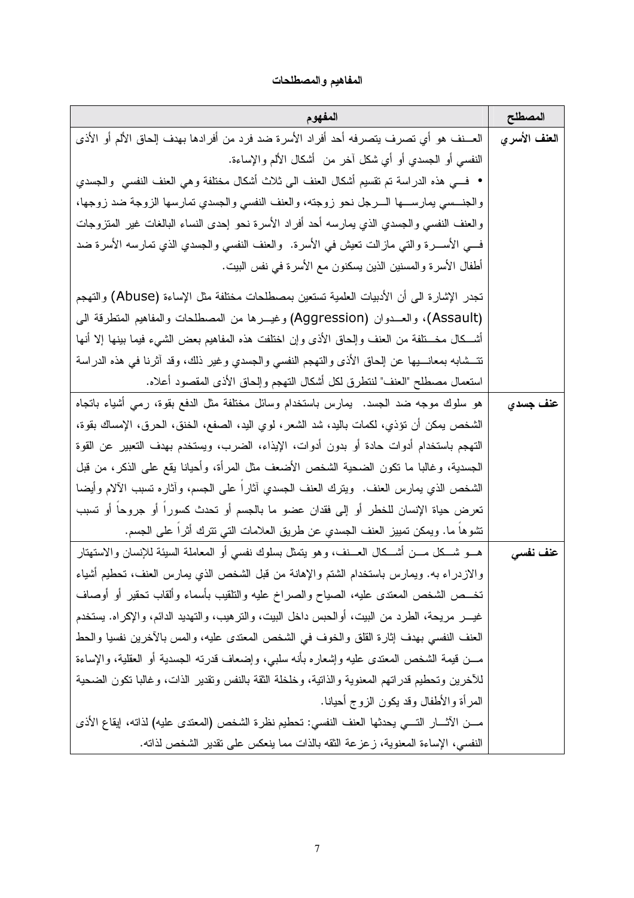## المفاهيم والمصطلحات

| المصطلح | المفهوم |
| --- | --- |
| **العنف الأسري** | العنف هو أي تصرف يتصرفه أحد أفراد الأسرة ضد فرد من أفرادها بهدف إلحاق الألم أو الأذى النفسي أو الجسدي أو أي شكل آخر من أشكال الألم والإساءة.<br>• في هذه الدراسة تم تقسيم أشكال العنف الى ثلاث أشكال مختلفة وهي العنف النفسي والجسدي والجنسي يمارسها الرجل نحو زوجته، والعنف النفسي والجسدي تمارسها الزوجة ضد زوجها، والعنف النفسي والجسدي الذي يمارسه أحد أفراد الأسرة نحو إحدى النساء البالغات غير المتزوجات في الأسرة والتي مازالت تعيش في الأسرة. والعنف النفسي والجسدي الذي تمارسه الأسرة ضد أطفال الأسرة والمسنين الذين يسكنون مع الأسرة في نفس البيت.<br><br>تجدر الإشارة الى أن الأدبيات العلمية تستعين بمصطلحات مختلفة مثل الإساءة (Abuse) والتهجم (Assault)، والعدوان (Aggression) وغيرها من المصطلحات والمفاهيم المتطرقة الى أشكال مختلفة من العنف وإلحاق الأذى وإن اختلفت هذه المفاهيم بعض الشيء فيما بينها إلا أنها تتشابه بمعانيها عن إلحاق الأذى والتهجم النفسي والجسدي وغير ذلك، وقد آثرنا في هذه الدراسة استعمال مصطلح "العنف" لنتطرق لكل أشكال التهجم وإلحاق الأذى المقصود أعلاه. |
| **عنف جسدي** | هو سلوك موجه ضد الجسد. يمارس باستخدام وسائل مختلفة مثل الدفع بقوة، رمي أشياء باتجاه الشخص يمكن أن تؤذي، لكمات باليد، شد الشعر، لوي اليد، الصفع، الخنق، الحرق، الإمساك بقوة، التهجم باستخدام أدوات حادة أو بدون أدوات، الإيذاء، الضرب، ويستخدم بهدف التعبير عن القوة الجسدية، وغالبا ما تكون الضحية الشخص الأضعف مثل المرأة، وأحيانا يقع على الذكر، من قبل الشخص الذي يمارس العنف. ويترك العنف الجسدي آثاراً على الجسم، وآثاره تسبب الآلام وأيضا تعرض حياة الإنسان للخطر أو إلى فقدان عضو ما بالجسم أو تحدث كسوراً أو جروحاً أو تسبب تشوهاً ما. ويمكن تمييز العنف الجسدي عن طريق العلامات التي تترك أثراً على الجسم. |
| **عنف نفسي** | هو شكل من أشكال العنف، وهو يتمثل بسلوك نفسي أو المعاملة السيئة للإنسان والاستهتار والازدراء به. ويمارس باستخدام الشتم والإهانة من قبل الشخص الذي يمارس العنف، تحطيم أشياء تخص الشخص المعتدى عليه، الصياح والصراخ عليه والتلقيب بأسماء وألقاب تحقير أو أوصاف غير مريحة، الطرد من البيت، أوالحبس داخل البيت، والترهيب، والتهديد الدائم، والإكراه. يستخدم العنف النفسي بهدف إثارة القلق والخوف في الشخص المعتدى عليه، والمس بالآخرين نفسيا والحط من قيمة الشخص المعتدى عليه وإشعاره بأنه سلبي، وإضعاف قدرته الجسدية أو العقلية، والإساءة للآخرين وتحطيم قدراتهم المعنوية والذاتية، وخلخلة الثقة بالنفس وتقدير الذات، وغالبا تكون الضحية المرأة والأطفال وقد يكون الزوج أحيانا.<br>من الآثار التي يحدثها العنف النفسي: تحطيم نظرة الشخص (المعتدى عليه) لذاته، إيقاع الأذى النفسي، الإساءة المعنوية، زعزعة الثقه بالذات مما ينعكس على تقدير الشخص لذاته. |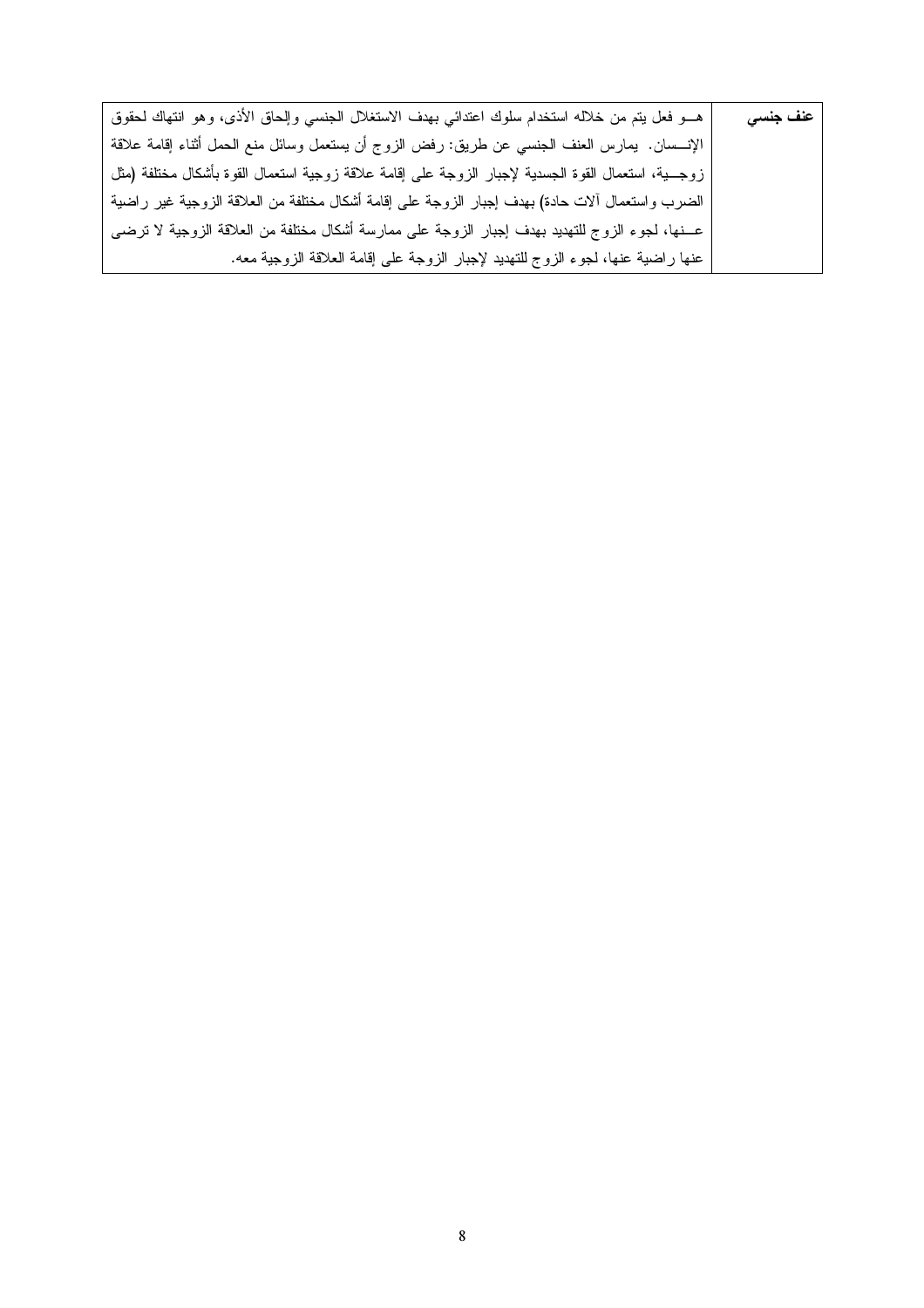| عنف جنسي | هو فعل يتم من خلاله استخدام سلوك اعتدائي بهدف الاستغلال الجنسي وإلحاق الأذى، وهو انتهاك لحقوق الإنسان. يمارس العنف الجنسي عن طريق: رفض الزوج أن يستعمل وسائل منع الحمل أثناء إقامة علاقة زوجية، استعمال القوة الجسدية لإجبار الزوجة على إقامة علاقة زوجية استعمال القوة بأشكال مختلفة (مثل الضرب واستعمال آلات حادة) بهدف إجبار الزوجة على إقامة أشكال مختلفة من العلاقة الزوجية غير راضية عنها، لجوء الزوج للتهديد بهدف إجبار الزوجة على ممارسة أشكال مختلفة من العلاقة الزوجية لا ترضى عنها راضية عنها، لجوء الزوج للتهديد لإجبار الزوجة على إقامة العلاقة الزوجية معه. |
|---|---|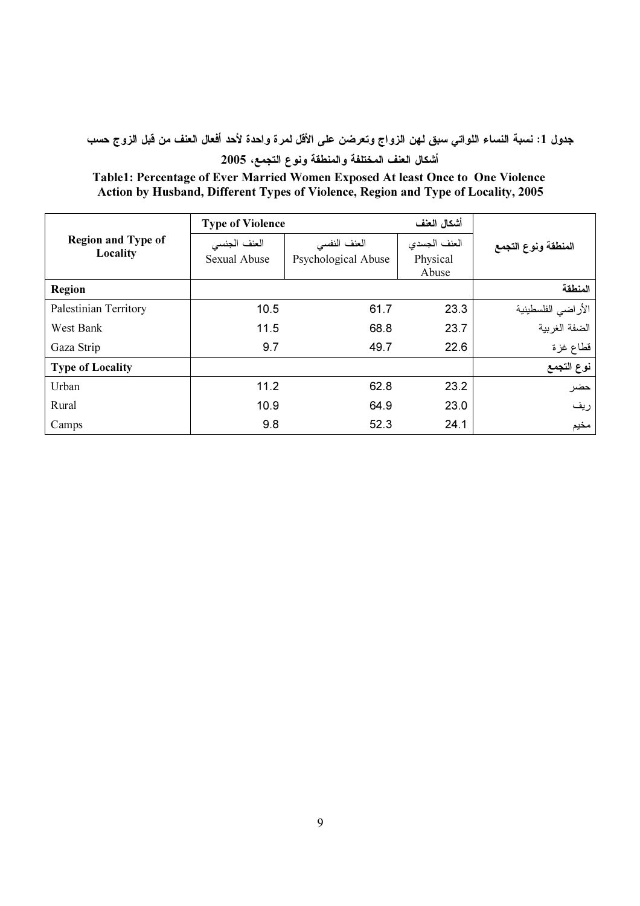**جدول 1: نسبة النساء اللواتي سبق لهن الزواج وتعرضن على الأقل لمرة واحدة لأحد أفعال العنف من قبل الزوج حسب أشكال العنف المختلفة والمنطقة ونوع التجمع، 2005**

**Table1: Percentage of Ever Married Women Exposed At least Once to One Violence Action by Husband, Different Types of Violence, Region and Type of Locality, 2005**

| Region and Type of Locality | Type of Violence أشكال العنف | | | المنطقة ونوع التجمع |
|---|---|---|---|---|
| | العنف الجنسي Sexual Abuse | العنف النفسي Psychological Abuse | العنف الجسدي Physical Abuse | |
| **Region** | | | | **المنطقة** |
| Palestinian Territory | 10.5 | 61.7 | 23.3 | الأراضي الفلسطينية |
| West Bank | 11.5 | 68.8 | 23.7 | الضفة الغربية |
| Gaza Strip | 9.7 | 49.7 | 22.6 | قطاع غزة |
| **Type of Locality** | | | | **نوع التجمع** |
| Urban | 11.2 | 62.8 | 23.2 | حضر |
| Rural | 10.9 | 64.9 | 23.0 | ريف |
| Camps | 9.8 | 52.3 | 24.1 | مخيم |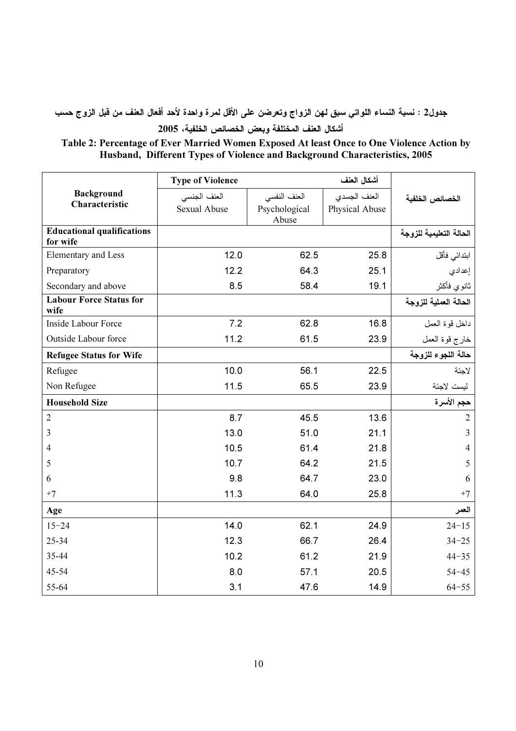**جدول2 : نسبة النساء اللواتي سبق لهن الزواج وتعرضن على الأقل لمرة واحدة لأحد أفعال العنف من قبل الزوج حسب أشكال العنف المختلفة وبعض الخصائص الخلفية، 2005**

**Table 2: Percentage of Ever Married Women Exposed At least Once to One Violence Action by Husband, Different Types of Violence and Background Characteristics, 2005**

| Background Characteristic | Type of Violence | أشكال العنف | | الخصائص الخلفية |
|---|---|---|---|---|
| | العنف الجنسي Sexual Abuse | العنف النفسي Psychological Abuse | العنف الجسدي Physical Abuse | |
| **Educational qualifications for wife** | | | | **الحالة التعليمية للزوجة** |
| Elementary and Less | 12.0 | 62.5 | 25.8 | ابتدائي فأقل |
| Preparatory | 12.2 | 64.3 | 25.1 | إعدادي |
| Secondary and above | 8.5 | 58.4 | 19.1 | ثانوي فأكثر |
| **Labour Force Status for wife** | | | | **الحالة العملية للزوجة** |
| Inside Labour Force | 7.2 | 62.8 | 16.8 | داخل قوة العمل |
| Outside Labour force | 11.2 | 61.5 | 23.9 | خارج قوة العمل |
| **Refugee Status for Wife** | | | | **حالة اللجوء للزوجة** |
| Refugee | 10.0 | 56.1 | 22.5 | لاجئة |
| Non Refugee | 11.5 | 65.5 | 23.9 | ليست لاجئة |
| **Household Size** | | | | **حجم الأسرة** |
| 2 | 8.7 | 45.5 | 13.6 | 2 |
| 3 | 13.0 | 51.0 | 21.1 | 3 |
| 4 | 10.5 | 61.4 | 21.8 | 4 |
| 5 | 10.7 | 64.2 | 21.5 | 5 |
| 6 | 9.8 | 64.7 | 23.0 | 6 |
| +7 | 11.3 | 64.0 | 25.8 | +7 |
| **Age** | | | | **العمر** |
| 15-24 | 14.0 | 62.1 | 24.9 | 24-15 |
| 25-34 | 12.3 | 66.7 | 26.4 | 34-25 |
| 35-44 | 10.2 | 61.2 | 21.9 | 44-35 |
| 45-54 | 8.0 | 57.1 | 20.5 | 54-45 |
| 55-64 | 3.1 | 47.6 | 14.9 | 64-55 |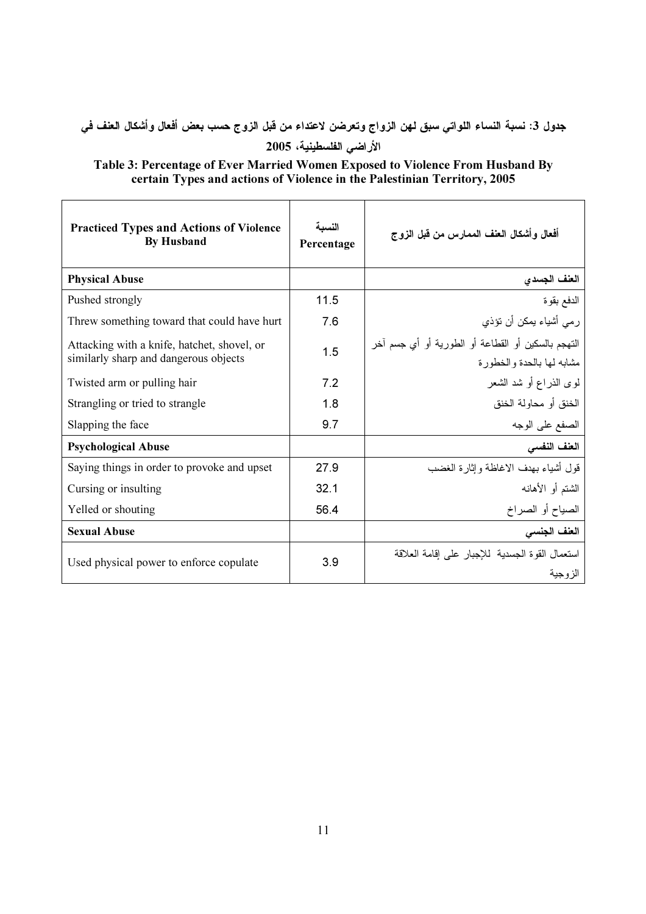**جدول 3: نسبة النساء اللواتي سبق لهن الزواج وتعرضن لاعتداء من قبل الزوج حسب بعض أفعال وأشكال العنف في الأراضي الفلسطينية، 2005**

**Table 3: Percentage of Ever Married Women Exposed to Violence From Husband By certain Types and actions of Violence in the Palestinian Territory, 2005**

| Practiced Types and Actions of Violence By Husband | النسبة Percentage | أفعال وأشكال العنف الممارس من قبل الزوج |
|---|---|---|
| **Physical Abuse** | | **العنف الجسدي** |
| Pushed strongly | 11.5 | الدفع بقوة |
| Threw something toward that could have hurt | 7.6 | رمي أشياء يمكن أن تؤذي |
| Attacking with a knife, hatchet, shovel, or similarly sharp and dangerous objects | 1.5 | التهجم بالسكين أو القطاعة أو الطورية أو أي جسم آخر مشابه لها بالحدة والخطورة |
| Twisted arm or pulling hair | 7.2 | لوى الذراع أو شد الشعر |
| Strangling or tried to strangle | 1.8 | الخنق أو محاولة الخنق |
| Slapping the face | 9.7 | الصفع على الوجه |
| **Psychological Abuse** | | **العنف النفسي** |
| Saying things in order to provoke and upset | 27.9 | قول أشياء بهدف الاغاظة وإثارة الغضب |
| Cursing or insulting | 32.1 | الشتم أو الأهانه |
| Yelled or shouting | 56.4 | الصياح أو الصراخ |
| **Sexual Abuse** | | **العنف الجنسي** |
| Used physical power to enforce copulate | 3.9 | استعمال القوة الجسدية للإجبار على إقامة العلاقة الزوجية |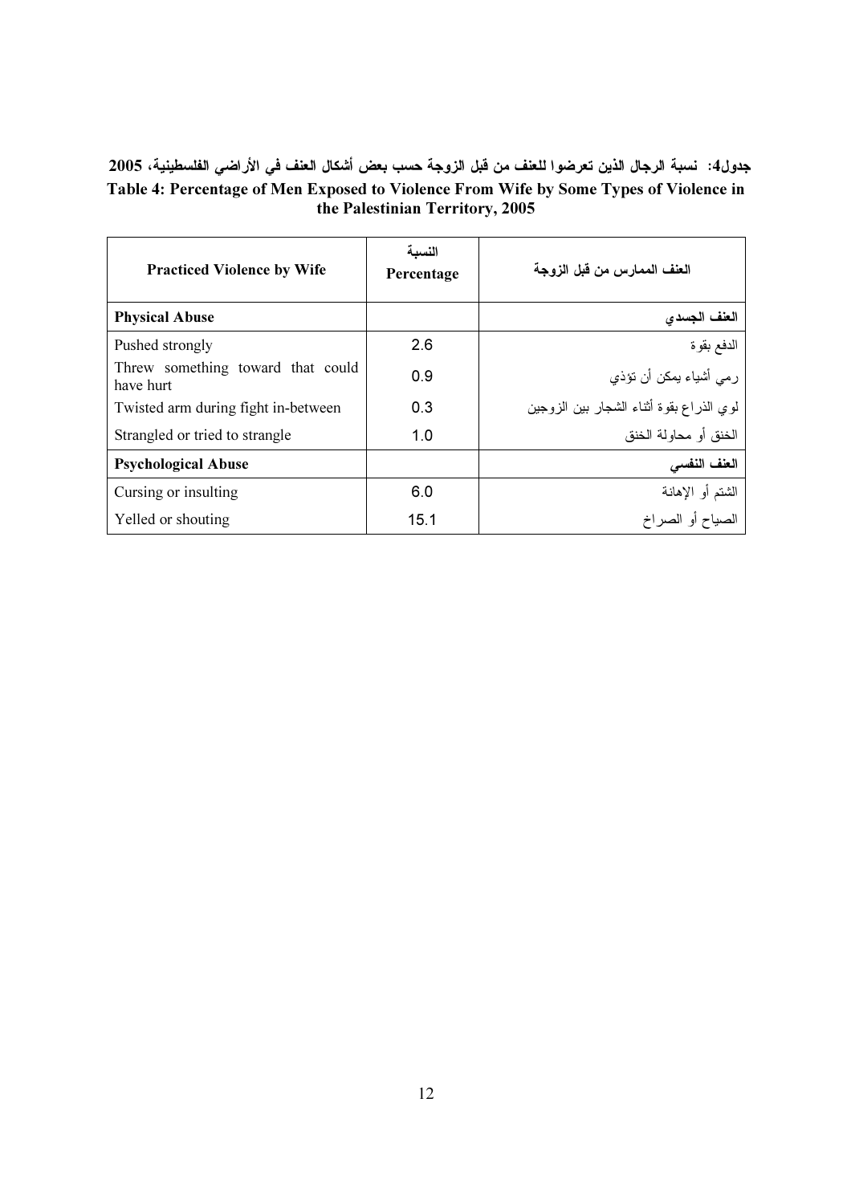**جدول4: نسبة الرجال الذين تعرضوا للعنف من قبل الزوجة حسب بعض أشكال العنف في الأراضي الفلسطينية، 2005**

**Table 4: Percentage of Men Exposed to Violence From Wife by Some Types of Violence in the Palestinian Territory, 2005**

| Practiced Violence by Wife | النسبة Percentage | العنف الممارس من قبل الزوجة |
|---|---|---|
| **Physical Abuse** | | **العنف الجسدي** |
| Pushed strongly | 2.6 | الدفع بقوة |
| Threw something toward that could have hurt | 0.9 | رمي أشياء يمكن أن تؤذي |
| Twisted arm during fight in-between | 0.3 | لوي الذراع بقوة أثناء الشجار بين الزوجين |
| Strangled or tried to strangle | 1.0 | الخنق أو محاولة الخنق |
| **Psychological Abuse** | | **العنف النفسي** |
| Cursing or insulting | 6.0 | الشتم أو الإهانة |
| Yelled or shouting | 15.1 | الصياح أو الصراخ |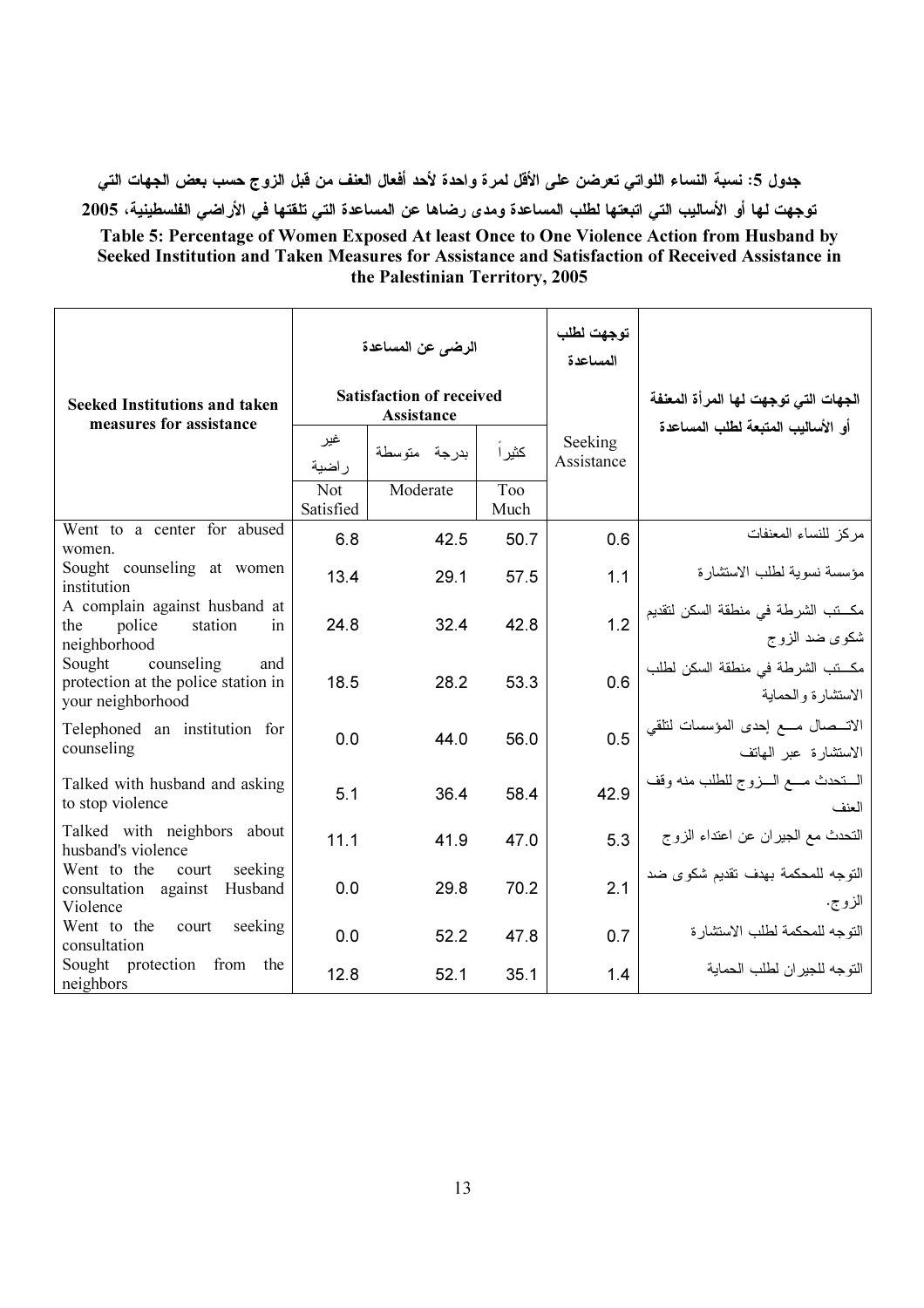**جدول 5: نسبة النساء اللواتي تعرضن على الأقل لمرة واحدة لأحد أفعال العنف من قبل الزوج حسب بعض الجهات التي توجهت لها أو الأساليب التي اتبعتها لطلب المساعدة ومدى رضاها عن المساعدة التي تلقتها في الأراضي الفلسطينية، 2005**

**Table 5: Percentage of Women Exposed At least Once to One Violence Action from Husband by Seeked Institution and Taken Measures for Assistance and Satisfaction of Received Assistance in the Palestinian Territory, 2005**

| Seeked Institutions and taken measures for assistance | الرضى عن المساعدة Satisfaction of received Assistance | | | توجهت لطلب المساعدة | الجهات التي توجهت لها المرأة المعنفة أو الأساليب المتبعة لطلب المساعدة |
|---|---|---|---|---|---|
| | غير راضية Not Satisfied | بدرجة متوسطة Moderate | كثيراً Too Much | Seeking Assistance | |
| Went to a center for abused women. | 6.8 | 42.5 | 50.7 | 0.6 | مركز للنساء المعنفات |
| Sought counseling at women institution | 13.4 | 29.1 | 57.5 | 1.1 | مؤسسة نسوية لطلب الاستشارة |
| A complain against husband at the police station in neighborhood | 24.8 | 32.4 | 42.8 | 1.2 | مكتب الشرطة في منطقة السكن لتقديم شكوى ضد الزوج |
| Sought counseling and protection at the police station in your neighborhood | 18.5 | 28.2 | 53.3 | 0.6 | مكتب الشرطة في منطقة السكن لطلب الاستشارة والحماية |
| Telephoned an institution for counseling | 0.0 | 44.0 | 56.0 | 0.5 | الاتصال مع إحدى المؤسسات لتلقي الاستشارة عبر الهاتف |
| Talked with husband and asking to stop violence | 5.1 | 36.4 | 58.4 | 42.9 | التحدث مع الزوج للطلب منه وقف العنف |
| Talked with neighbors about husband's violence | 11.1 | 41.9 | 47.0 | 5.3 | التحدث مع الجيران عن اعتداء الزوج |
| Went to the court seeking consultation against Husband Violence | 0.0 | 29.8 | 70.2 | 2.1 | التوجه للمحكمة بهدف تقديم شكوى ضد الزوج. |
| Went to the court seeking consultation | 0.0 | 52.2 | 47.8 | 0.7 | التوجه للمحكمة لطلب الاستشارة |
| Sought protection from the neighbors | 12.8 | 52.1 | 35.1 | 1.4 | التوجه للجيران لطلب الحماية |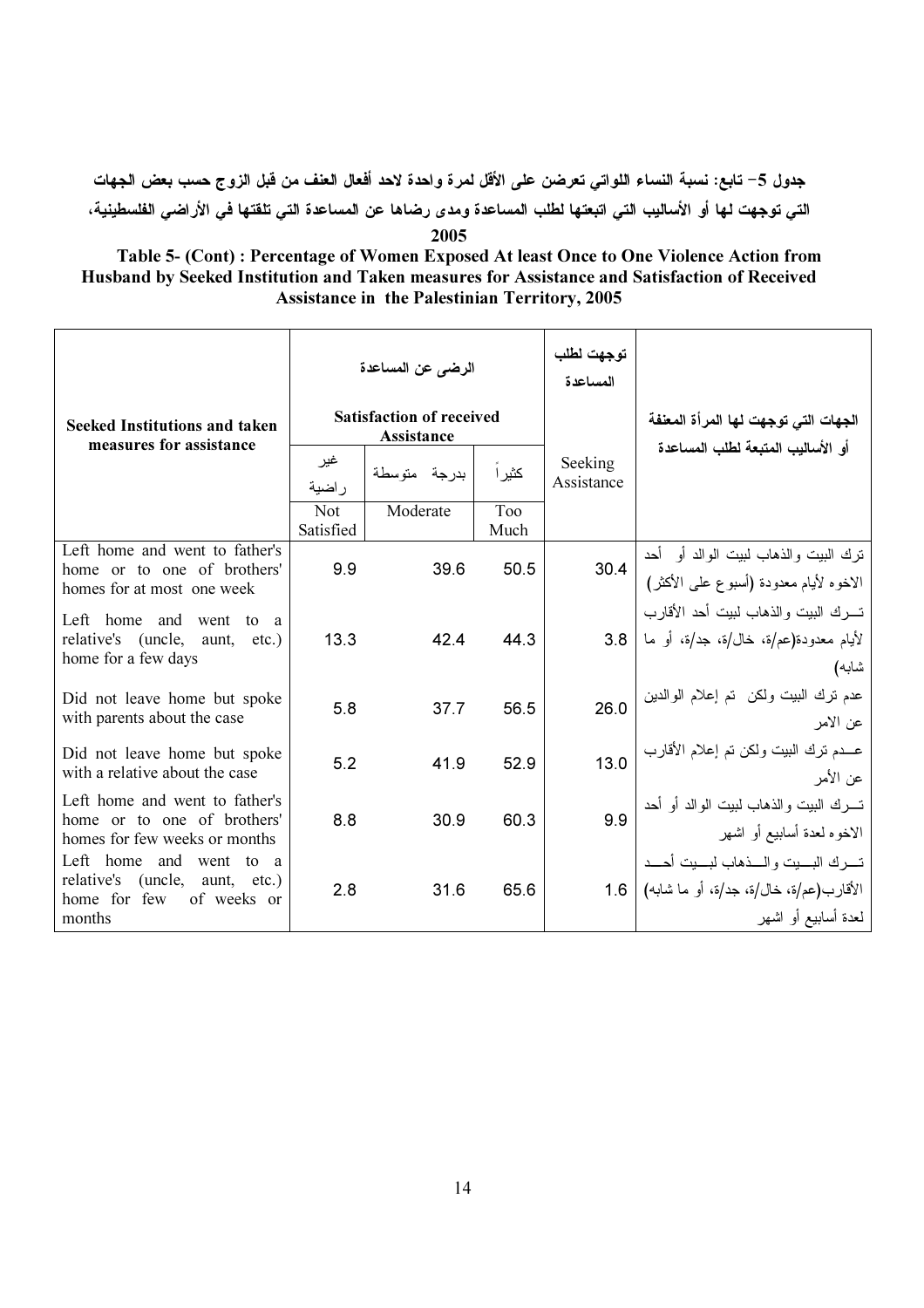**جدول 5- تابع: نسبة النساء اللواتي تعرضن على الأقل لمرة واحدة لاحد أفعال العنف من قبل الزوج حسب بعض الجهات التي توجهت لها أو الأساليب التي اتبعتها لطلب المساعدة ومدى رضاها عن المساعدة التي تلقتها في الأراضي الفلسطينية، 2005**

**Table 5- (Cont) : Percentage of Women Exposed At least Once to One Violence Action from Husband by Seeked Institution and Taken measures for Assistance and Satisfaction of Received Assistance in the Palestinian Territory, 2005**

| Seeked Institutions and taken measures for assistance | الرضى عن المساعدة Satisfaction of received Assistance | | | توجهت لطلب المساعدة | الجهات التي توجهت لها المرأة المعنفة أو الأساليب المتبعة لطلب المساعدة |
|---|---|---|---|---|---|
| | غير راضية Not Satisfied | بدرجة متوسطة Moderate | كثيراً Too Much | Seeking Assistance | |
| Left home and went to father's home or to one of brothers' homes for at most one week | 9.9 | 39.6 | 50.5 | 30.4 | ترك البيت والذهاب لبيت الوالد أو أحد الاخوه لأيام معدودة (أسبوع على الأكثر) |
| Left home and went to a relative's (uncle, aunt, etc.) home for a few days | 13.3 | 42.4 | 44.3 | 3.8 | تـرك البيت والذهاب لبيت أحد الأقارب لأيام معدودة(عم/ة، خال/ة، جد/ة، أو ما شابه) |
| Did not leave home but spoke with parents about the case | 5.8 | 37.7 | 56.5 | 26.0 | عدم ترك البيت ولكن تم إعلام الوالدين عن الامر |
| Did not leave home but spoke with a relative about the case | 5.2 | 41.9 | 52.9 | 13.0 | عـدم ترك البيت ولكن تم إعلام الأقارب عن الأمر |
| Left home and went to father's home or to one of brothers' homes for few weeks or months | 8.8 | 30.9 | 60.3 | 9.9 | تـرك البيت والذهاب لبيت الوالد أو أحد الاخوه لعدة أسابيع أو اشهر |
| Left home and went to a relative's (uncle, aunt, etc.) home for few of weeks or months | 2.8 | 31.6 | 65.6 | 1.6 | تـرك البـيت والـذهاب لبـيت أحـد الأقارب(عم/ة، خال/ة، جد/ة، أو ما شابه) لعدة أسابيع أو اشهر |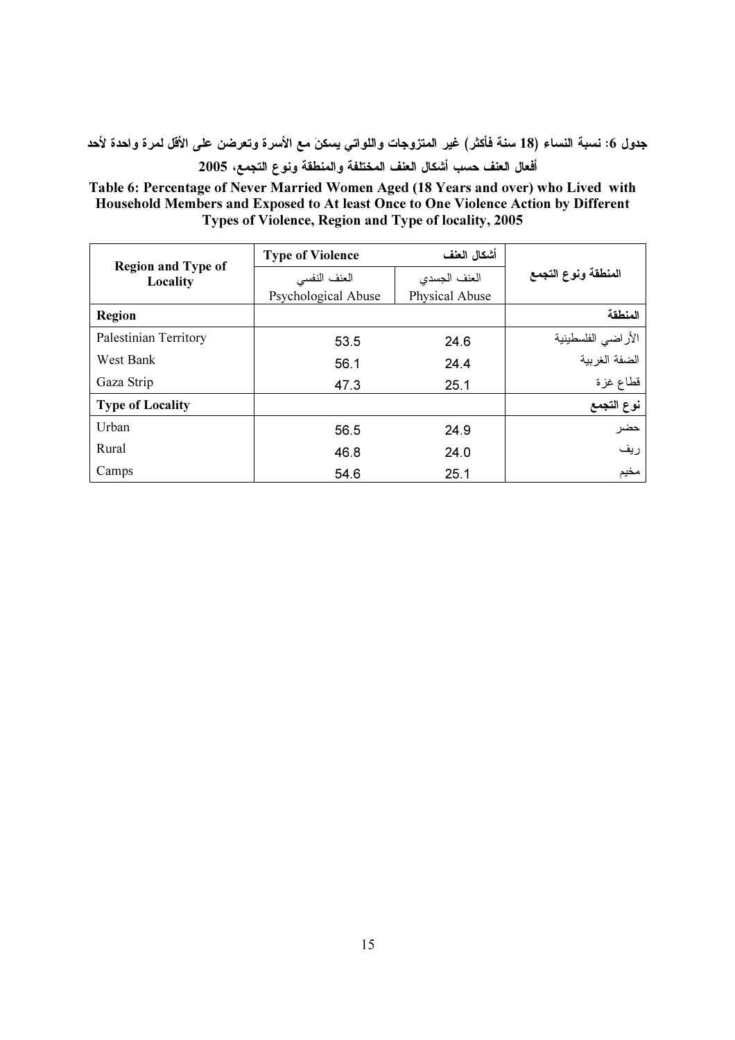**جدول 6: نسبة النساء (18 سنة فأكثر) غير المتزوجات واللواتي يسكنَ مع الأسرة وتعرضن على الأقل لمرة واحدة لأحد أفعال العنف حسب أشكال العنف المختلفة والمنطقة ونوع التجمع، 2005**

**Table 6: Percentage of Never Married Women Aged (18 Years and over) who Lived with Household Members and Exposed to At least Once to One Violence Action by Different Types of Violence, Region and Type of locality, 2005**

| Region and Type of Locality | Type of Violence | أشكال العنف | المنطقة ونوع التجمع |
|---|---|---|---|
| | العنف النفسي Psychological Abuse | العنف الجسدي Physical Abuse | |
| **Region** | | | **المنطقة** |
| Palestinian Territory | 53.5 | 24.6 | الأراضي الفلسطينية |
| West Bank | 56.1 | 24.4 | الضفة الغربية |
| Gaza Strip | 47.3 | 25.1 | قطاع غزة |
| **Type of Locality** | | | **نوع التجمع** |
| Urban | 56.5 | 24.9 | حضر |
| Rural | 46.8 | 24.0 | ريف |
| Camps | 54.6 | 25.1 | مخيم |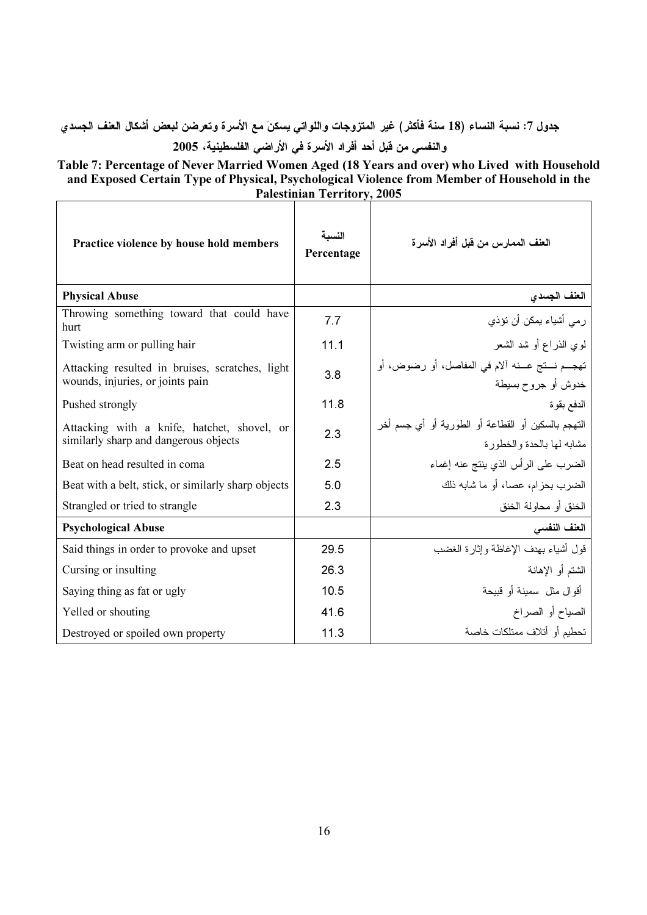**جدول 7: نسبة النساء (18 سنة فأكثر) غير المتزوجات واللواتي يسكنَ مع الأسرة وتعرضن لبعض أشكال العنف الجسدي والنفسي من قبل أحد أفراد الأسرة في الأراضي الفلسطينية، 2005**

**Table 7: Percentage of Never Married Women Aged (18 Years and over) who Lived with Household and Exposed Certain Type of Physical, Psychological Violence from Member of Household in the Palestinian Territory, 2005**

| Practice violence by house hold members | النسبة Percentage | العنف الممارس من قبل أفراد الأسرة |
|---|---|---|
| **Physical Abuse** | | **العنف الجسدي** |
| Throwing something toward that could have hurt | 7.7 | رمي أشياء يمكن أن تؤذي |
| Twisting arm or pulling hair | 11.1 | لوي الذراع أو شد الشعر |
| Attacking resulted in bruises, scratches, light wounds, injuries, or joints pain | 3.8 | تهجم نتج عنه آلام في المفاصل، أو رضوض، أو خدوش أو جروح بسيطة |
| Pushed strongly | 11.8 | الدفع بقوة |
| Attacking with a knife, hatchet, shovel, or similarly sharp and dangerous objects | 2.3 | التهجم بالسكين أو القطاعة أو الطورية أو أي جسم أخر مشابه لها بالحدة والخطورة |
| Beat on head resulted in coma | 2.5 | الضرب على الرأس الذي ينتج عنه إغماء |
| Beat with a belt, stick, or similarly sharp objects | 5.0 | الضرب بحزام، عصا، أو ما شابه ذلك |
| Strangled or tried to strangle | 2.3 | الخنق أو محاولة الخنق |
| **Psychological Abuse** | | **العنف النفسي** |
| Said things in order to provoke and upset | 29.5 | قول أشياء بهدف الإغاظة وإثارة الغضب |
| Cursing or insulting | 26.3 | الشتم أو الإهانة |
| Saying thing as fat or ugly | 10.5 | أقوال مثل سمينة أو قبيحة |
| Yelled or shouting | 41.6 | الصياح أو الصراخ |
| Destroyed or spoiled own property | 11.3 | تحطيم أو أتلاف ممتلكات خاصة |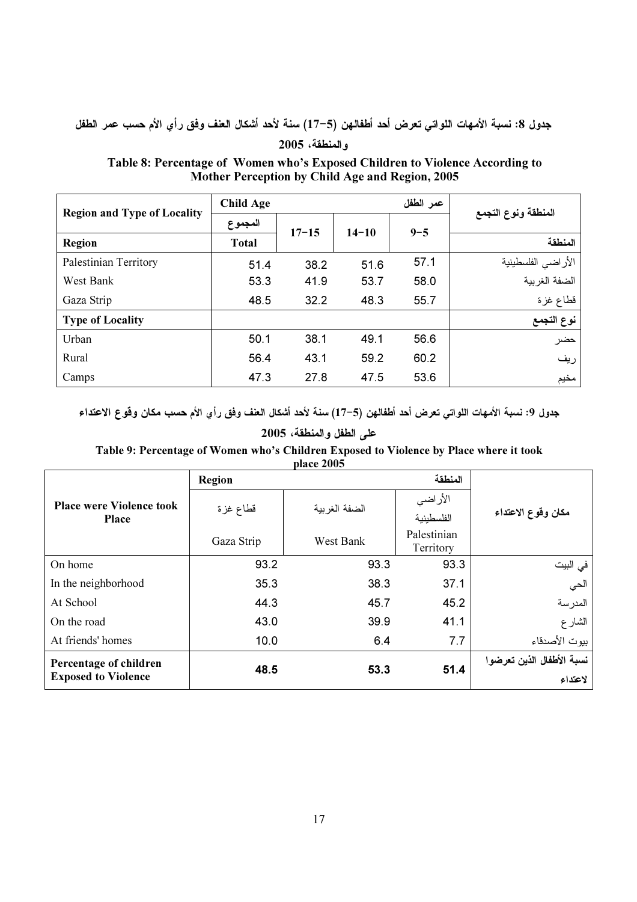**جدول 8: نسبة الأمهات اللواتي تعرض أحد أطفالهن (5-17) سنة لأحد أشكال العنف وفق رأي الأم حسب عمر الطفل والمنطقة، 2005**

**Table 8: Percentage of Women who's Exposed Children to Violence According to Mother Perception by Child Age and Region, 2005**

| Region and Type of Locality | Child Age عمر الطفل | | | | المنطقة ونوع التجمع |
|---|---|---|---|---|---|
| | المجموع Total | 17-15 | 14-10 | 9-5 | |
| **Region** | | | | | **المنطقة** |
| Palestinian Territory | 51.4 | 38.2 | 51.6 | 57.1 | الأراضي الفلسطينية |
| West Bank | 53.3 | 41.9 | 53.7 | 58.0 | الضفة الغربية |
| Gaza Strip | 48.5 | 32.2 | 48.3 | 55.7 | قطاع غزة |
| **Type of Locality** | | | | | **نوع التجمع** |
| Urban | 50.1 | 38.1 | 49.1 | 56.6 | حضر |
| Rural | 56.4 | 43.1 | 59.2 | 60.2 | ريف |
| Camps | 47.3 | 27.8 | 47.5 | 53.6 | مخيم |

**جدول 9: نسبة الأمهات اللواتي تعرض أحد أطفالهن (5-17) سنة لأحد أشكال العنف وفق رأي الأم حسب مكان وقوع الاعتداء على الطفل والمنطقة، 2005**

**Table 9: Percentage of Women who's Children Exposed to Violence by Place where it took place 2005**

| Place were Violence took Place | Region المنطقة | | | مكان وقوع الاعتداء |
|---|---|---|---|---|
| | قطاع غزة Gaza Strip | الضفة الغربية West Bank | الأراضي الفلسطينية Palestinian Territory | |
| On home | 93.2 | 93.3 | 93.3 | في البيت |
| In the neighborhood | 35.3 | 38.3 | 37.1 | الحي |
| At School | 44.3 | 45.7 | 45.2 | المدرسة |
| On the road | 43.0 | 39.9 | 41.1 | الشارع |
| At friends' homes | 10.0 | 6.4 | 7.7 | بيوت الأصدقاء |
| **Percentage of children Exposed to Violence** | **48.5** | **53.3** | **51.4** | **نسبة الأطفال الذين تعرضوا لاعتداء** |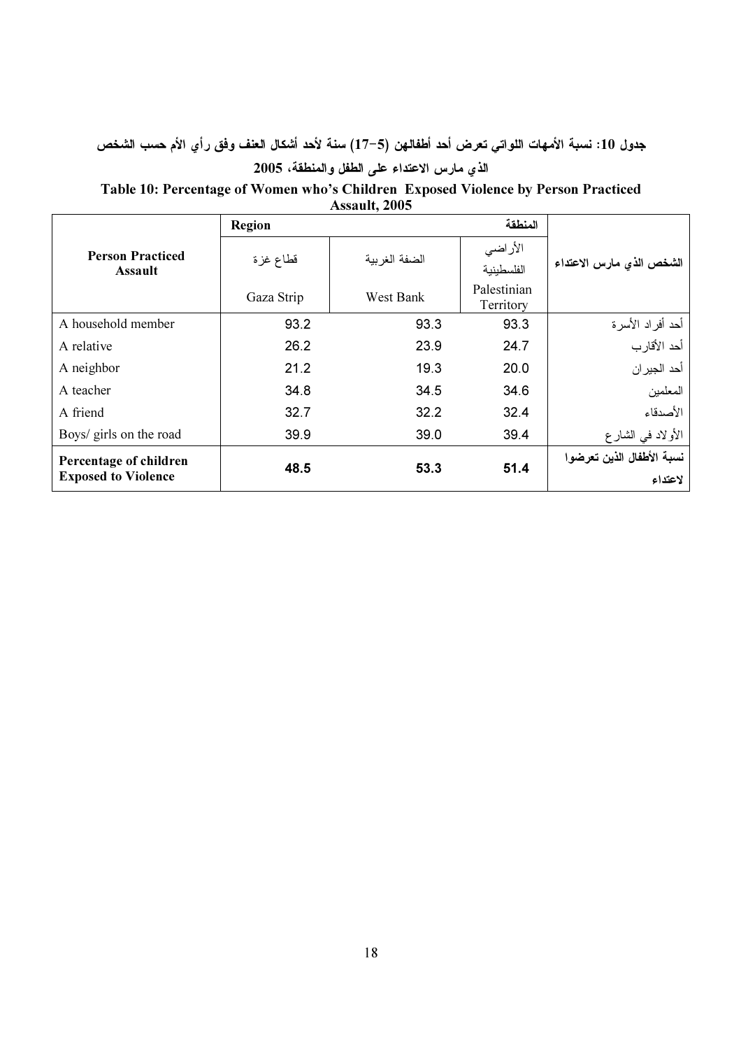**جدول 10: نسبة الأمهات اللواتي تعرض أحد أطفالهن (5-17) سنة لأحد أشكال العنف وفق رأي الأم حسب الشخص الذي مارس الاعتداء على الطفل والمنطقة، 2005**

**Table 10: Percentage of Women who's Children Exposed Violence by Person Practiced Assault, 2005**

| Person Practiced Assault | Region | | المنطقة | الشخص الذي مارس الاعتداء |
|---|---|---|---|---|
| | قطاع غزة Gaza Strip | الضفة الغربية West Bank | الأراضي الفلسطينية Palestinian Territory | |
| A household member | 93.2 | 93.3 | 93.3 | أحد أفراد الأسرة |
| A relative | 26.2 | 23.9 | 24.7 | أحد الأقارب |
| A neighbor | 21.2 | 19.3 | 20.0 | أحد الجيران |
| A teacher | 34.8 | 34.5 | 34.6 | المعلمين |
| A friend | 32.7 | 32.2 | 32.4 | الأصدقاء |
| Boys/ girls on the road | 39.9 | 39.0 | 39.4 | الأولاد في الشارع |
| **Percentage of children Exposed to Violence** | **48.5** | **53.3** | **51.4** | **نسبة الأطفال الذين تعرضوا لاعتداء** |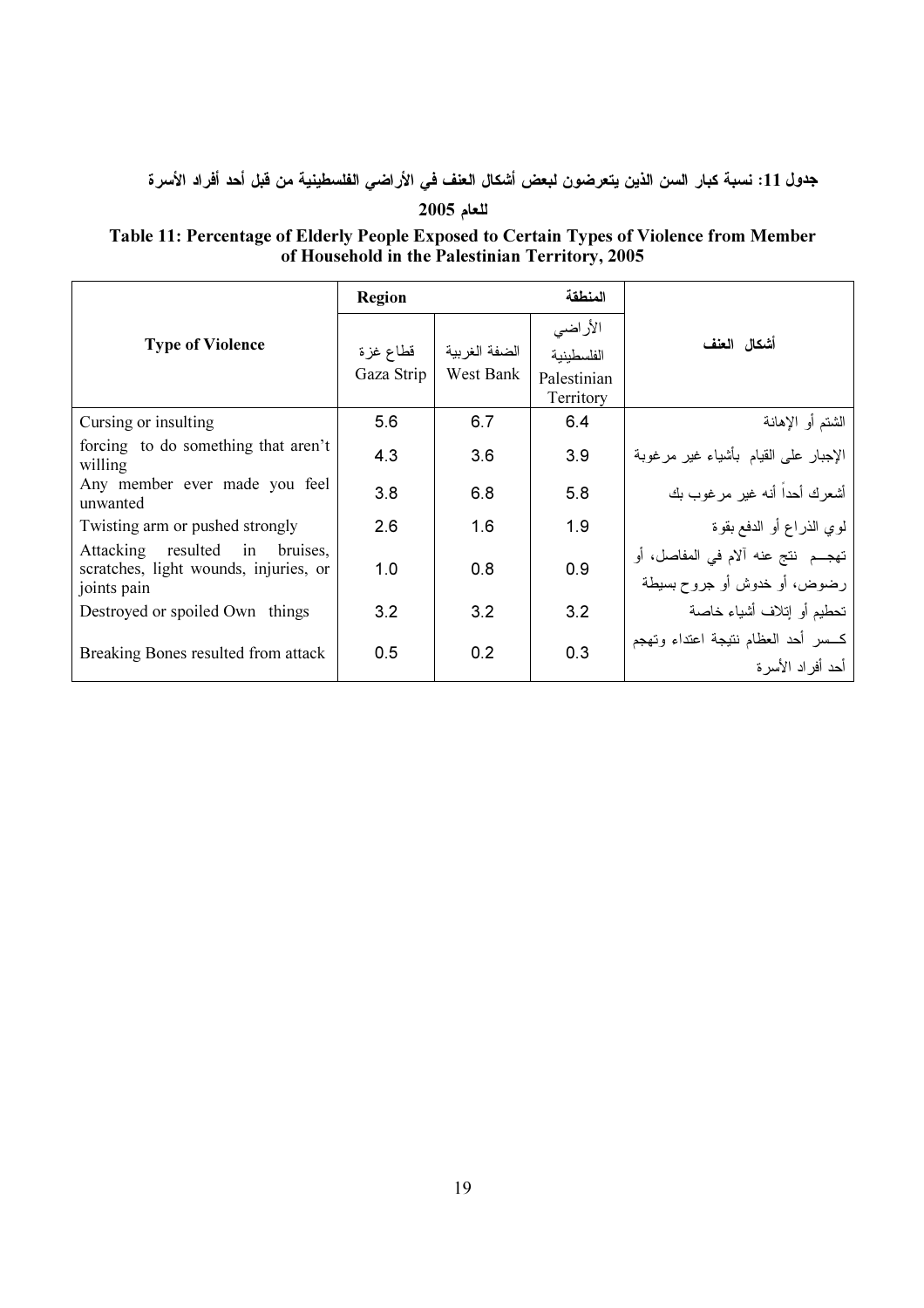**جدول 11: نسبة كبار السن الذين يتعرضون لبعض أشكال العنف في الأراضي الفلسطينية من قبل أحد أفراد الأسرة للعام 2005**

**Table 11: Percentage of Elderly People Exposed to Certain Types of Violence from Member of Household in the Palestinian Territory, 2005**

| Type of Violence | Region | | المنطقة | أشكال العنف |
|---|---|---|---|---|
| | قطاع غزة Gaza Strip | الضفة الغربية West Bank | الأراضي الفلسطينية Palestinian Territory | |
| Cursing or insulting | 5.6 | 6.7 | 6.4 | الشتم أو الإهانة |
| forcing to do something that aren't willing | 4.3 | 3.6 | 3.9 | الإجبار على القيام بأشياء غير مرغوبة |
| Any member ever made you feel unwanted | 3.8 | 6.8 | 5.8 | أشعرك أحداً أنه غير مرغوب بك |
| Twisting arm or pushed strongly | 2.6 | 1.6 | 1.9 | لوي الذراع أو الدفع بقوة |
| Attacking resulted in bruises, scratches, light wounds, injuries, or joints pain | 1.0 | 0.8 | 0.9 | تهجم نتج عنه آلام في المفاصل، أو رضوض، أو خدوش أو جروح بسيطة |
| Destroyed or spoiled Own things | 3.2 | 3.2 | 3.2 | تحطيم أو إتلاف أشياء خاصة |
| Breaking Bones resulted from attack | 0.5 | 0.2 | 0.3 | كسر أحد العظام نتيجة اعتداء وتهجم أحد أفراد الأسرة |